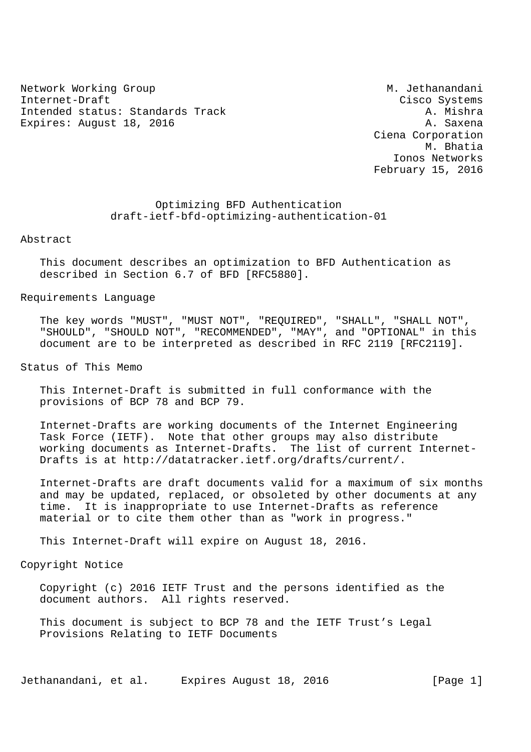Network Working Group M. Jethanandani
Internet-Draft Cisco Systems
Intended status: Standards Track A. Mishra
Expires: August 18, 2016 A. Saxena
Ciena Corporation
M. Bhatia
Ionos Networks
February 15, 2016

# Optimizing BFD Authentication
## draft-ietf-bfd-optimizing-authentication-01

## Abstract

This document describes an optimization to BFD Authentication as described in Section 6.7 of BFD [RFC5880].

## Requirements Language

The key words "MUST", "MUST NOT", "REQUIRED", "SHALL", "SHALL NOT", "SHOULD", "SHOULD NOT", "RECOMMENDED", "MAY", and "OPTIONAL" in this document are to be interpreted as described in RFC 2119 [RFC2119].

## Status of This Memo

This Internet-Draft is submitted in full conformance with the provisions of BCP 78 and BCP 79.

Internet-Drafts are working documents of the Internet Engineering Task Force (IETF). Note that other groups may also distribute working documents as Internet-Drafts. The list of current Internet-Drafts is at http://datatracker.ietf.org/drafts/current/.

Internet-Drafts are draft documents valid for a maximum of six months and may be updated, replaced, or obsoleted by other documents at any time. It is inappropriate to use Internet-Drafts as reference material or to cite them other than as "work in progress."

This Internet-Draft will expire on August 18, 2016.

## Copyright Notice

Copyright (c) 2016 IETF Trust and the persons identified as the document authors. All rights reserved.

This document is subject to BCP 78 and the IETF Trust's Legal Provisions Relating to IETF Documents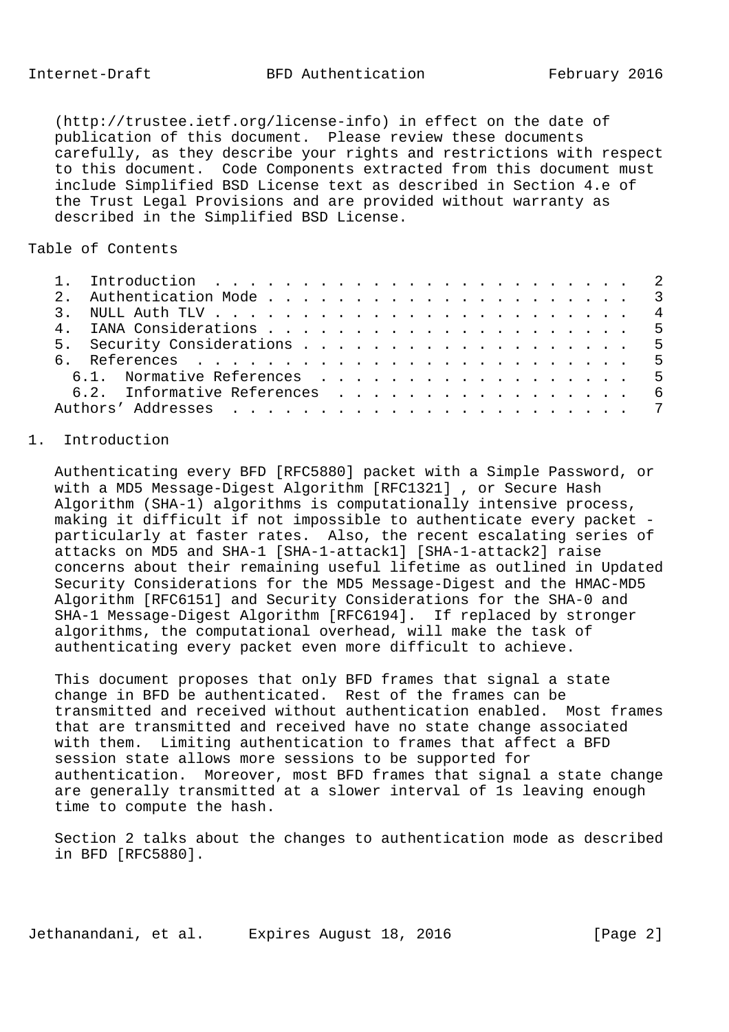(http://trustee.ietf.org/license-info) in effect on the date of publication of this document. Please review these documents carefully, as they describe your rights and restrictions with respect to this document. Code Components extracted from this document must include Simplified BSD License text as described in Section 4.e of the Trust Legal Provisions and are provided without warranty as described in the Simplified BSD License.

## Table of Contents

```
   1.  Introduction  . . . . . . . . . . . . . . . . . . . . . . . .   2
   2.  Authentication Mode . . . . . . . . . . . . . . . . . . . . .   3
   3.  NULL Auth TLV . . . . . . . . . . . . . . . . . . . . . . . .   4
   4.  IANA Considerations . . . . . . . . . . . . . . . . . . . . .   5
   5.  Security Considerations . . . . . . . . . . . . . . . . . . .   5
   6.  References  . . . . . . . . . . . . . . . . . . . . . . . . .   5
     6.1.  Normative References  . . . . . . . . . . . . . . . . . .   5
     6.2.  Informative References  . . . . . . . . . . . . . . . . .   6
   Authors' Addresses  . . . . . . . . . . . . . . . . . . . . . . .   7
```

## 1. Introduction

Authenticating every BFD [RFC5880] packet with a Simple Password, or with a MD5 Message-Digest Algorithm [RFC1321] , or Secure Hash Algorithm (SHA-1) algorithms is computationally intensive process, making it difficult if not impossible to authenticate every packet - particularly at faster rates. Also, the recent escalating series of attacks on MD5 and SHA-1 [SHA-1-attack1] [SHA-1-attack2] raise concerns about their remaining useful lifetime as outlined in Updated Security Considerations for the MD5 Message-Digest and the HMAC-MD5 Algorithm [RFC6151] and Security Considerations for the SHA-0 and SHA-1 Message-Digest Algorithm [RFC6194]. If replaced by stronger algorithms, the computational overhead, will make the task of authenticating every packet even more difficult to achieve.

This document proposes that only BFD frames that signal a state change in BFD be authenticated. Rest of the frames can be transmitted and received without authentication enabled. Most frames that are transmitted and received have no state change associated with them. Limiting authentication to frames that affect a BFD session state allows more sessions to be supported for authentication. Moreover, most BFD frames that signal a state change are generally transmitted at a slower interval of 1s leaving enough time to compute the hash.

Section 2 talks about the changes to authentication mode as described in BFD [RFC5880].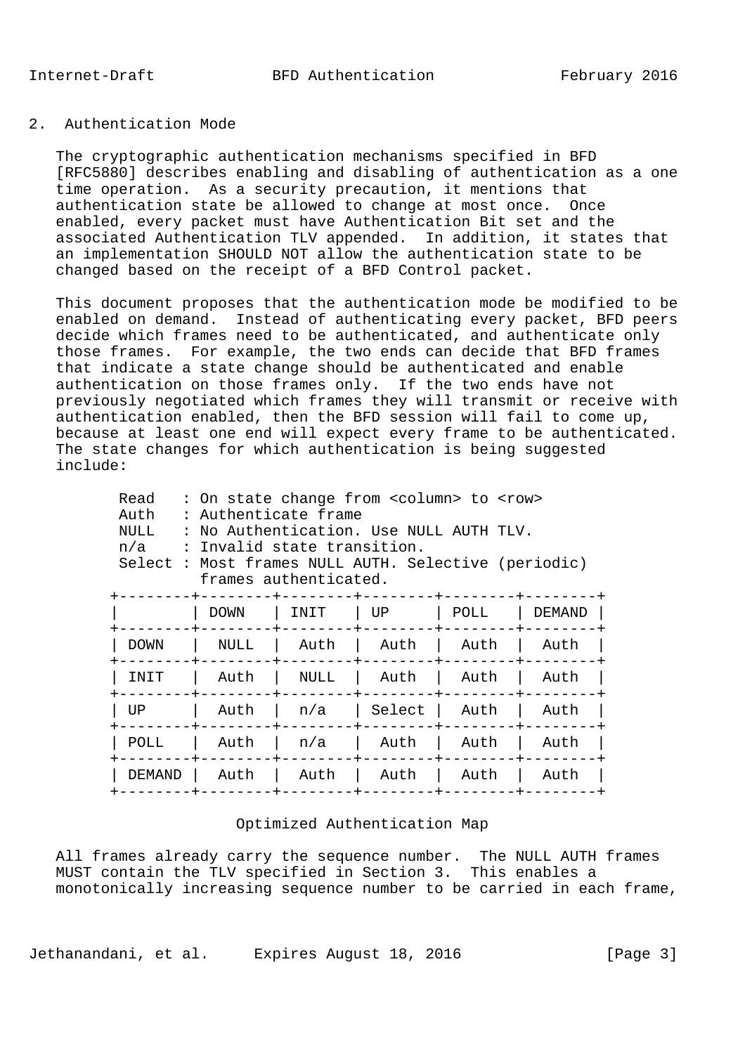## 2. Authentication Mode

The cryptographic authentication mechanisms specified in BFD [RFC5880] describes enabling and disabling of authentication as a one time operation. As a security precaution, it mentions that authentication state be allowed to change at most once. Once enabled, every packet must have Authentication Bit set and the associated Authentication TLV appended. In addition, it states that an implementation SHOULD NOT allow the authentication state to be changed based on the receipt of a BFD Control packet.

This document proposes that the authentication mode be modified to be enabled on demand. Instead of authenticating every packet, BFD peers decide which frames need to be authenticated, and authenticate only those frames. For example, the two ends can decide that BFD frames that indicate a state change should be authenticated and enable authentication on those frames only. If the two ends have not previously negotiated which frames they will transmit or receive with authentication enabled, then the BFD session will fail to come up, because at least one end will expect every frame to be authenticated. The state changes for which authentication is being suggested include:

```
Read   : On state change from <column> to <row>
Auth   : Authenticate frame
NULL   : No Authentication. Use NULL AUTH TLV.
n/a    : Invalid state transition.
Select : Most frames NULL AUTH. Selective (periodic)
         frames authenticated.
```

| | DOWN | INIT | UP | POLL | DEMAND |
|---|---|---|---|---|---|
| DOWN | NULL | Auth | Auth | Auth | Auth |
| INIT | Auth | NULL | Auth | Auth | Auth |
| UP | Auth | n/a | Select | Auth | Auth |
| POLL | Auth | n/a | Auth | Auth | Auth |
| DEMAND | Auth | Auth | Auth | Auth | Auth |

Optimized Authentication Map

All frames already carry the sequence number. The NULL AUTH frames MUST contain the TLV specified in Section 3. This enables a monotonically increasing sequence number to be carried in each frame,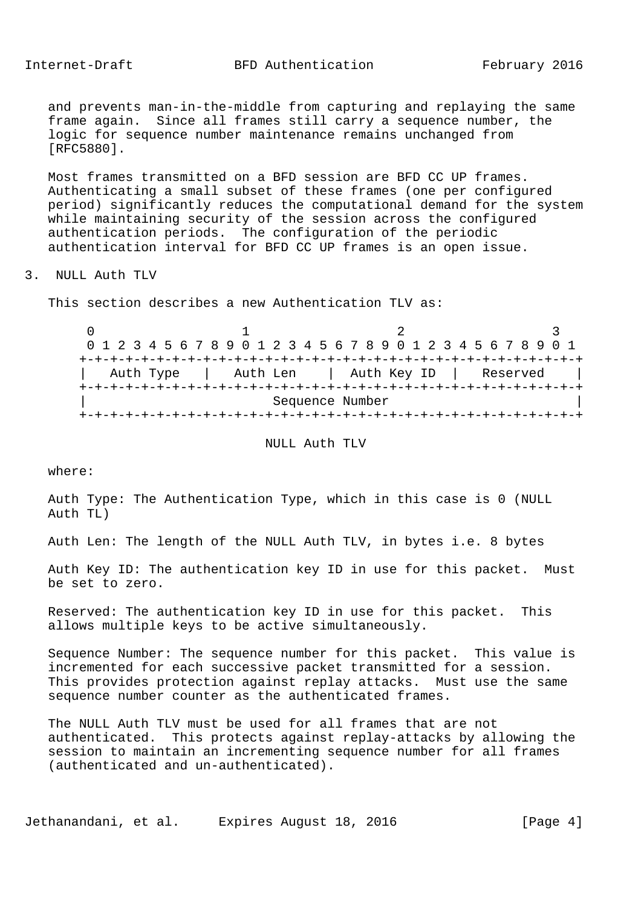and prevents man-in-the-middle from capturing and replaying the same frame again. Since all frames still carry a sequence number, the logic for sequence number maintenance remains unchanged from [RFC5880].

Most frames transmitted on a BFD session are BFD CC UP frames. Authenticating a small subset of these frames (one per configured period) significantly reduces the computational demand for the system while maintaining security of the session across the configured authentication periods. The configuration of the periodic authentication interval for BFD CC UP frames is an open issue.

## 3. NULL Auth TLV

This section describes a new Authentication TLV as:

```
 0                   1                   2                   3
 0 1 2 3 4 5 6 7 8 9 0 1 2 3 4 5 6 7 8 9 0 1 2 3 4 5 6 7 8 9 0 1
+-+-+-+-+-+-+-+-+-+-+-+-+-+-+-+-+-+-+-+-+-+-+-+-+-+-+-+-+-+-+-+-+
|   Auth Type   |   Auth Len    |  Auth Key ID  |   Reserved    |
+-+-+-+-+-+-+-+-+-+-+-+-+-+-+-+-+-+-+-+-+-+-+-+-+-+-+-+-+-+-+-+-+
|                        Sequence Number                        |
+-+-+-+-+-+-+-+-+-+-+-+-+-+-+-+-+-+-+-+-+-+-+-+-+-+-+-+-+-+-+-+-+
```

NULL Auth TLV

where:

Auth Type: The Authentication Type, which in this case is 0 (NULL Auth TL)

Auth Len: The length of the NULL Auth TLV, in bytes i.e. 8 bytes

Auth Key ID: The authentication key ID in use for this packet. Must be set to zero.

Reserved: The authentication key ID in use for this packet. This allows multiple keys to be active simultaneously.

Sequence Number: The sequence number for this packet. This value is incremented for each successive packet transmitted for a session. This provides protection against replay attacks. Must use the same sequence number counter as the authenticated frames.

The NULL Auth TLV must be used for all frames that are not authenticated. This protects against replay-attacks by allowing the session to maintain an incrementing sequence number for all frames (authenticated and un-authenticated).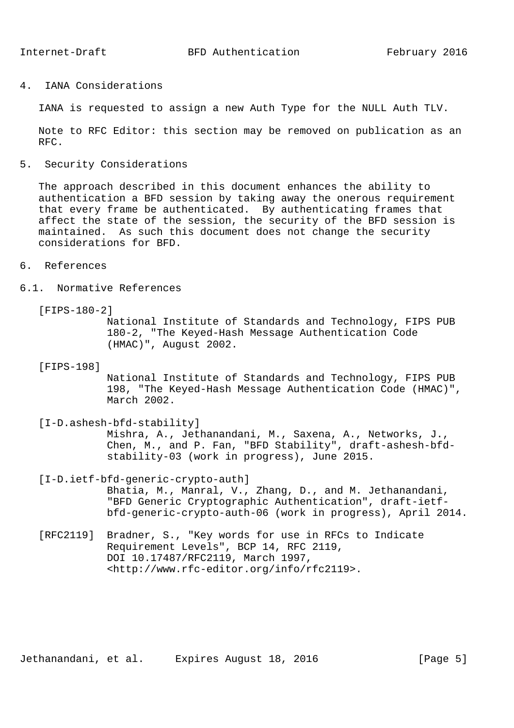## 4. IANA Considerations

IANA is requested to assign a new Auth Type for the NULL Auth TLV.

Note to RFC Editor: this section may be removed on publication as an RFC.

## 5. Security Considerations

The approach described in this document enhances the ability to authentication a BFD session by taking away the onerous requirement that every frame be authenticated. By authenticating frames that affect the state of the session, the security of the BFD session is maintained. As such this document does not change the security considerations for BFD.

## 6. References

### 6.1. Normative References

[FIPS-180-2]
National Institute of Standards and Technology, FIPS PUB 180-2, "The Keyed-Hash Message Authentication Code (HMAC)", August 2002.

[FIPS-198]
National Institute of Standards and Technology, FIPS PUB 198, "The Keyed-Hash Message Authentication Code (HMAC)", March 2002.

[I-D.ashesh-bfd-stability]
Mishra, A., Jethanandani, M., Saxena, A., Networks, J., Chen, M., and P. Fan, "BFD Stability", draft-ashesh-bfd-stability-03 (work in progress), June 2015.

[I-D.ietf-bfd-generic-crypto-auth]
Bhatia, M., Manral, V., Zhang, D., and M. Jethanandani, "BFD Generic Cryptographic Authentication", draft-ietf-bfd-generic-crypto-auth-06 (work in progress), April 2014.

[RFC2119] Bradner, S., "Key words for use in RFCs to Indicate Requirement Levels", BCP 14, RFC 2119, DOI 10.17487/RFC2119, March 1997, <http://www.rfc-editor.org/info/rfc2119>.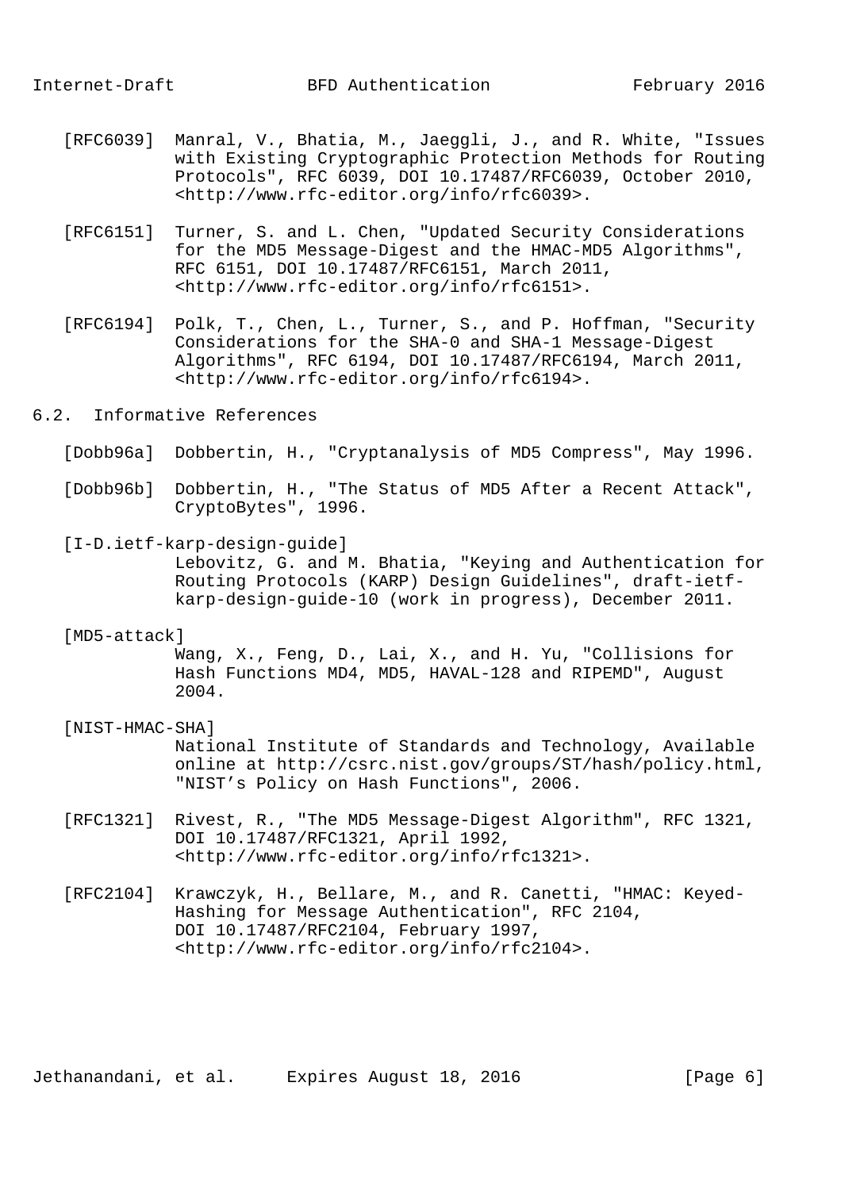[RFC6039] Manral, V., Bhatia, M., Jaeggli, J., and R. White, "Issues with Existing Cryptographic Protection Methods for Routing Protocols", RFC 6039, DOI 10.17487/RFC6039, October 2010, <http://www.rfc-editor.org/info/rfc6039>.

[RFC6151] Turner, S. and L. Chen, "Updated Security Considerations for the MD5 Message-Digest and the HMAC-MD5 Algorithms", RFC 6151, DOI 10.17487/RFC6151, March 2011, <http://www.rfc-editor.org/info/rfc6151>.

[RFC6194] Polk, T., Chen, L., Turner, S., and P. Hoffman, "Security Considerations for the SHA-0 and SHA-1 Message-Digest Algorithms", RFC 6194, DOI 10.17487/RFC6194, March 2011, <http://www.rfc-editor.org/info/rfc6194>.

## 6.2. Informative References

[Dobb96a] Dobbertin, H., "Cryptanalysis of MD5 Compress", May 1996.

[Dobb96b] Dobbertin, H., "The Status of MD5 After a Recent Attack", CryptoBytes", 1996.

[I-D.ietf-karp-design-guide]
Lebovitz, G. and M. Bhatia, "Keying and Authentication for Routing Protocols (KARP) Design Guidelines", draft-ietf-karp-design-guide-10 (work in progress), December 2011.

[MD5-attack]
Wang, X., Feng, D., Lai, X., and H. Yu, "Collisions for Hash Functions MD4, MD5, HAVAL-128 and RIPEMD", August 2004.

[NIST-HMAC-SHA]
National Institute of Standards and Technology, Available online at http://csrc.nist.gov/groups/ST/hash/policy.html, "NIST’s Policy on Hash Functions", 2006.

[RFC1321] Rivest, R., "The MD5 Message-Digest Algorithm", RFC 1321, DOI 10.17487/RFC1321, April 1992, <http://www.rfc-editor.org/info/rfc1321>.

[RFC2104] Krawczyk, H., Bellare, M., and R. Canetti, "HMAC: Keyed-Hashing for Message Authentication", RFC 2104, DOI 10.17487/RFC2104, February 1997, <http://www.rfc-editor.org/info/rfc2104>.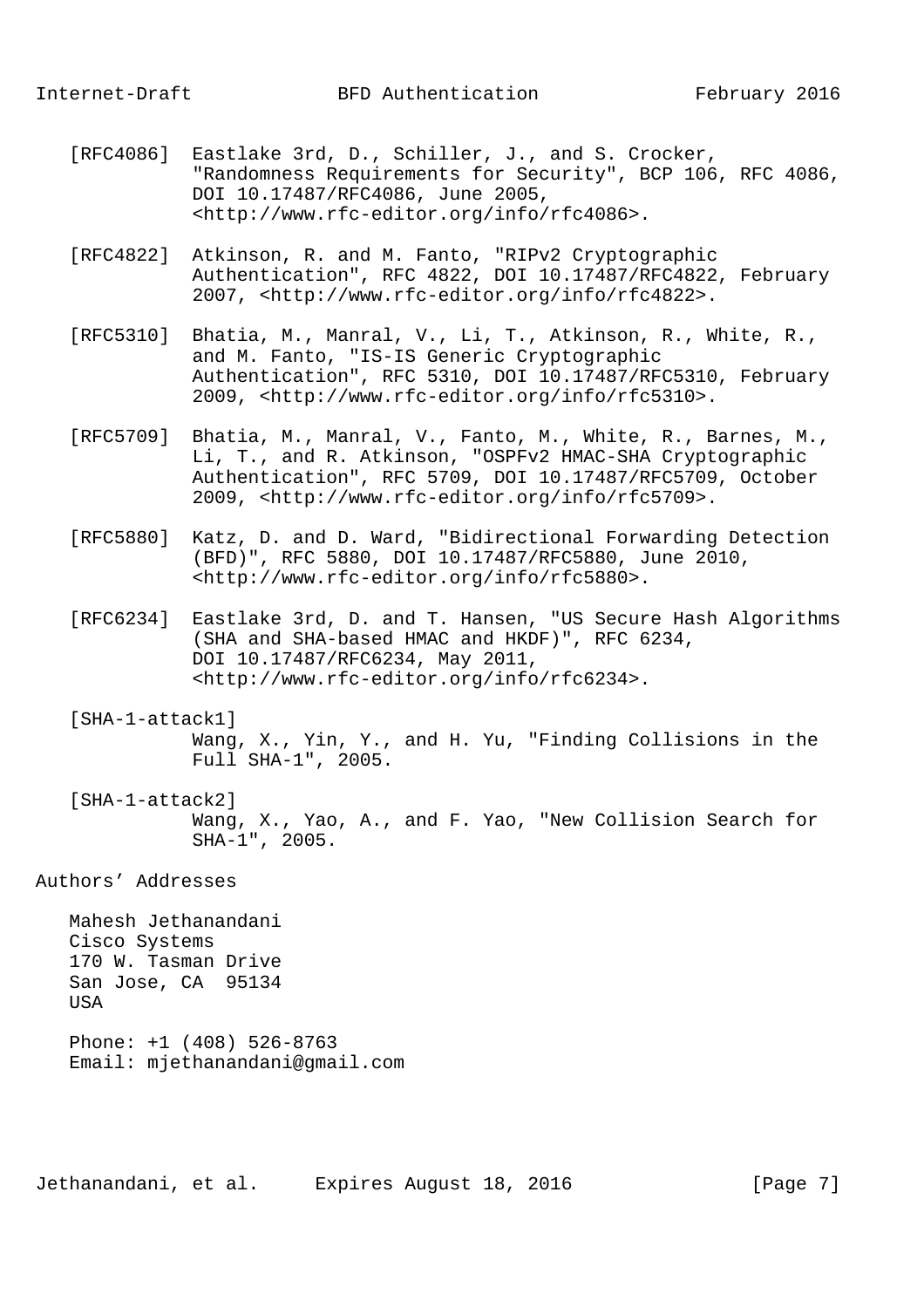[RFC4086] Eastlake 3rd, D., Schiller, J., and S. Crocker, "Randomness Requirements for Security", BCP 106, RFC 4086, DOI 10.17487/RFC4086, June 2005, <http://www.rfc-editor.org/info/rfc4086>.

[RFC4822] Atkinson, R. and M. Fanto, "RIPv2 Cryptographic Authentication", RFC 4822, DOI 10.17487/RFC4822, February 2007, <http://www.rfc-editor.org/info/rfc4822>.

[RFC5310] Bhatia, M., Manral, V., Li, T., Atkinson, R., White, R., and M. Fanto, "IS-IS Generic Cryptographic Authentication", RFC 5310, DOI 10.17487/RFC5310, February 2009, <http://www.rfc-editor.org/info/rfc5310>.

[RFC5709] Bhatia, M., Manral, V., Fanto, M., White, R., Barnes, M., Li, T., and R. Atkinson, "OSPFv2 HMAC-SHA Cryptographic Authentication", RFC 5709, DOI 10.17487/RFC5709, October 2009, <http://www.rfc-editor.org/info/rfc5709>.

[RFC5880] Katz, D. and D. Ward, "Bidirectional Forwarding Detection (BFD)", RFC 5880, DOI 10.17487/RFC5880, June 2010, <http://www.rfc-editor.org/info/rfc5880>.

[RFC6234] Eastlake 3rd, D. and T. Hansen, "US Secure Hash Algorithms (SHA and SHA-based HMAC and HKDF)", RFC 6234, DOI 10.17487/RFC6234, May 2011, <http://www.rfc-editor.org/info/rfc6234>.

[SHA-1-attack1] Wang, X., Yin, Y., and H. Yu, "Finding Collisions in the Full SHA-1", 2005.

[SHA-1-attack2] Wang, X., Yao, A., and F. Yao, "New Collision Search for SHA-1", 2005.

## Authors' Addresses

Mahesh Jethanandani
Cisco Systems
170 W. Tasman Drive
San Jose, CA 95134
USA

Phone: +1 (408) 526-8763
Email: mjethanandani@gmail.com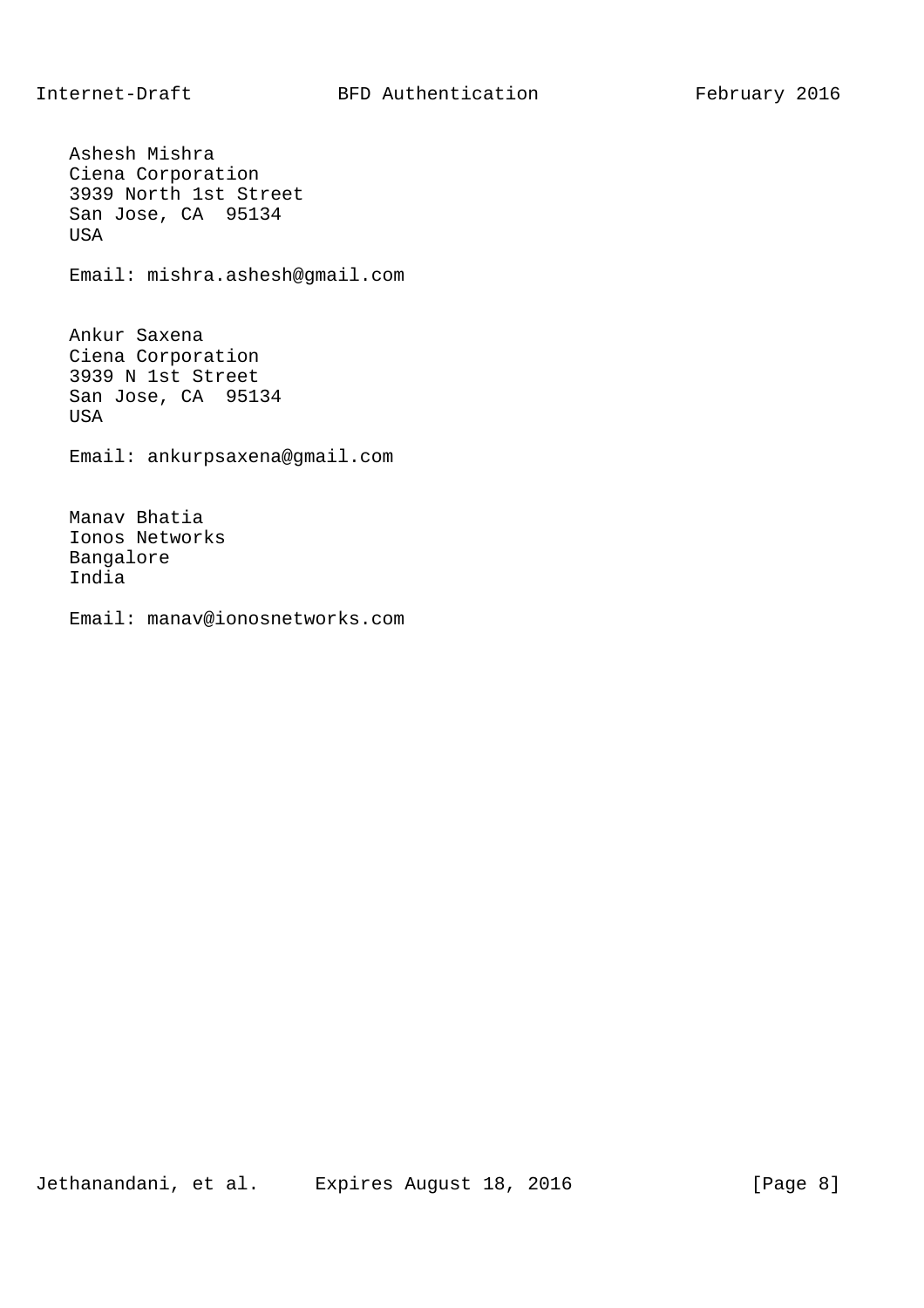Ashesh Mishra
Ciena Corporation
3939 North 1st Street
San Jose, CA  95134
USA

Email: mishra.ashesh@gmail.com

Ankur Saxena
Ciena Corporation
3939 N 1st Street
San Jose, CA  95134
USA

Email: ankurpsaxena@gmail.com

Manav Bhatia
Ionos Networks
Bangalore
India

Email: manav@ionosnetworks.com